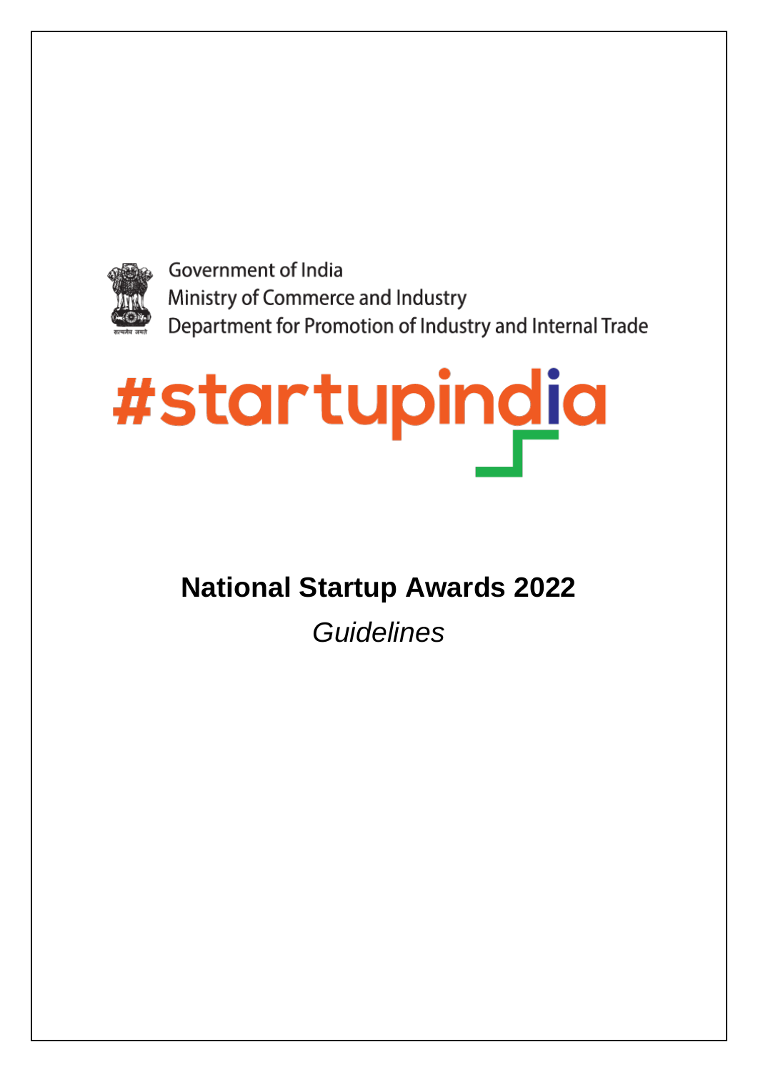Government of India
Ministry of Commerce and Industry
Department for Promotion of Industry and Internal Trade

#startupindia

# National Startup Awards 2022

*Guidelines*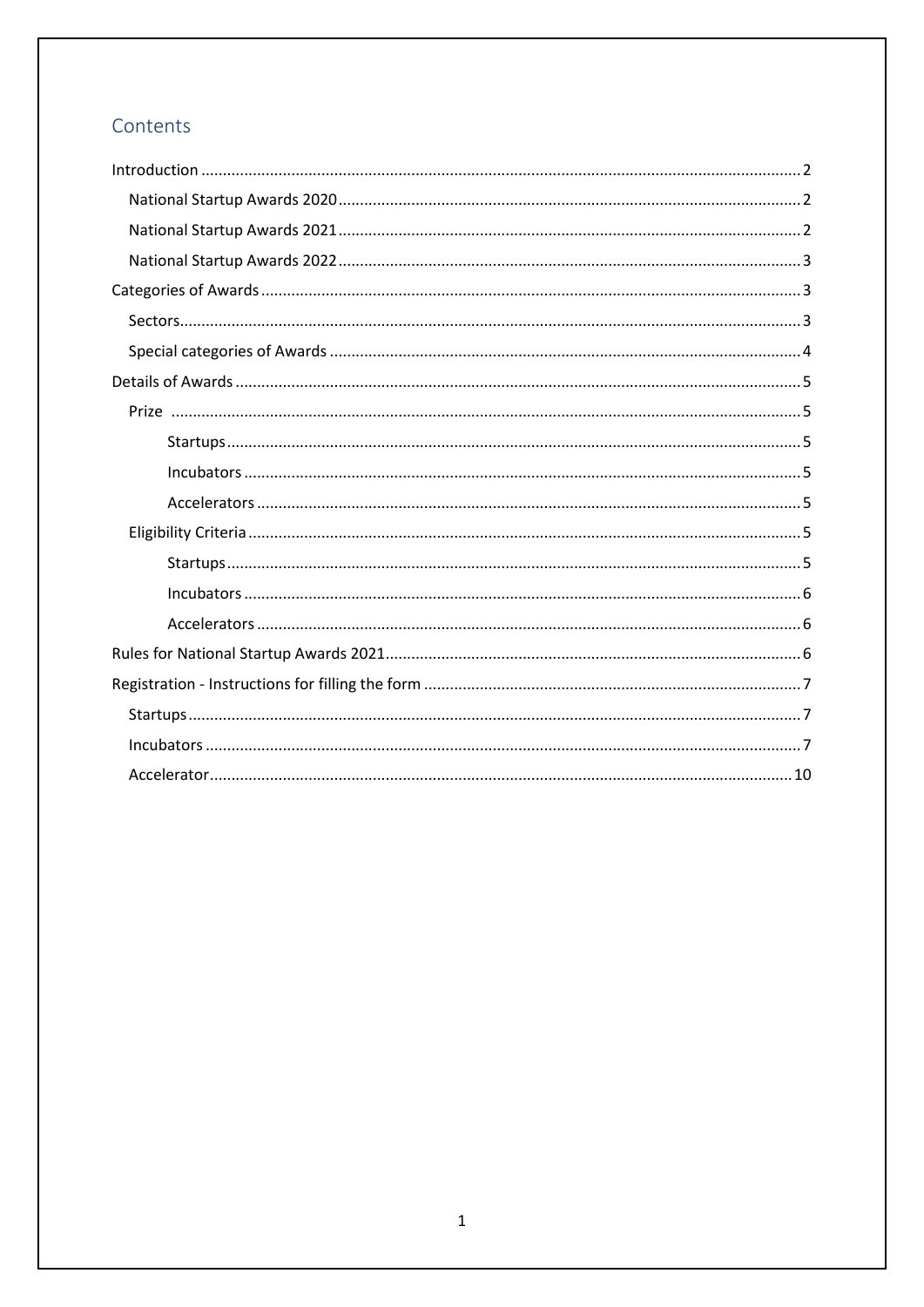## Contents

- Introduction ........ 2
  - National Startup Awards 2020 ........ 2
  - National Startup Awards 2021 ........ 2
  - National Startup Awards 2022 ........ 3
- Categories of Awards ........ 3
  - Sectors ........ 3
  - Special categories of Awards ........ 4
- Details of Awards ........ 5
  - Prize ........ 5
    - Startups ........ 5
    - Incubators ........ 5
    - Accelerators ........ 5
  - Eligibility Criteria ........ 5
    - Startups ........ 5
    - Incubators ........ 6
    - Accelerators ........ 6
- Rules for National Startup Awards 2021 ........ 6
- Registration - Instructions for filling the form ........ 7
  - Startups ........ 7
  - Incubators ........ 7
  - Accelerator ........ 10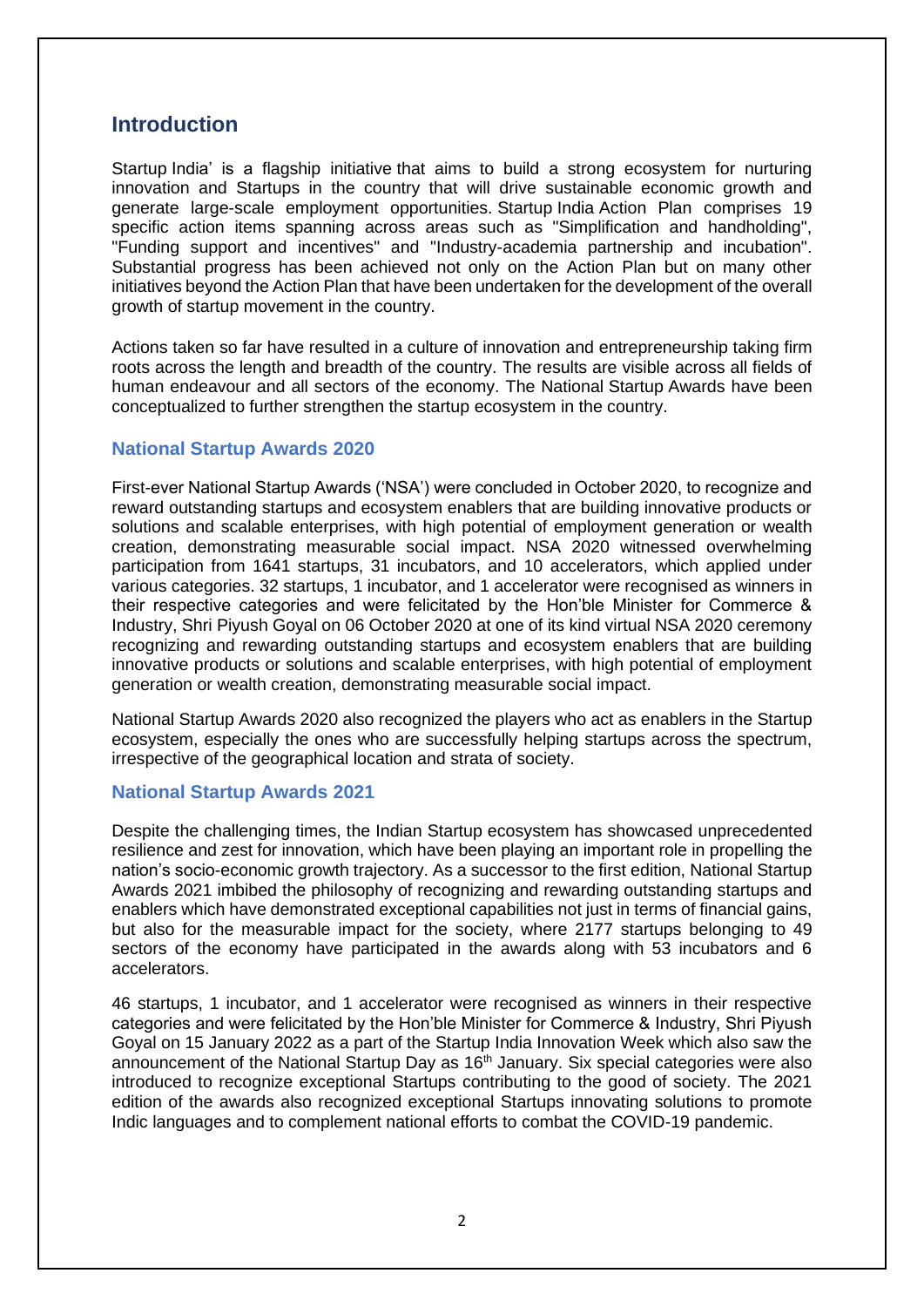## Introduction

Startup India' is a flagship initiative that aims to build a strong ecosystem for nurturing innovation and Startups in the country that will drive sustainable economic growth and generate large-scale employment opportunities. Startup India Action Plan comprises 19 specific action items spanning across areas such as "Simplification and handholding", "Funding support and incentives" and "Industry-academia partnership and incubation". Substantial progress has been achieved not only on the Action Plan but on many other initiatives beyond the Action Plan that have been undertaken for the development of the overall growth of startup movement in the country.

Actions taken so far have resulted in a culture of innovation and entrepreneurship taking firm roots across the length and breadth of the country. The results are visible across all fields of human endeavour and all sectors of the economy. The National Startup Awards have been conceptualized to further strengthen the startup ecosystem in the country.

### National Startup Awards 2020

First-ever National Startup Awards ('NSA') were concluded in October 2020, to recognize and reward outstanding startups and ecosystem enablers that are building innovative products or solutions and scalable enterprises, with high potential of employment generation or wealth creation, demonstrating measurable social impact. NSA 2020 witnessed overwhelming participation from 1641 startups, 31 incubators, and 10 accelerators, which applied under various categories. 32 startups, 1 incubator, and 1 accelerator were recognised as winners in their respective categories and were felicitated by the Hon'ble Minister for Commerce & Industry, Shri Piyush Goyal on 06 October 2020 at one of its kind virtual NSA 2020 ceremony recognizing and rewarding outstanding startups and ecosystem enablers that are building innovative products or solutions and scalable enterprises, with high potential of employment generation or wealth creation, demonstrating measurable social impact.

National Startup Awards 2020 also recognized the players who act as enablers in the Startup ecosystem, especially the ones who are successfully helping startups across the spectrum, irrespective of the geographical location and strata of society.

### National Startup Awards 2021

Despite the challenging times, the Indian Startup ecosystem has showcased unprecedented resilience and zest for innovation, which have been playing an important role in propelling the nation's socio-economic growth trajectory. As a successor to the first edition, National Startup Awards 2021 imbibed the philosophy of recognizing and rewarding outstanding startups and enablers which have demonstrated exceptional capabilities not just in terms of financial gains, but also for the measurable impact for the society, where 2177 startups belonging to 49 sectors of the economy have participated in the awards along with 53 incubators and 6 accelerators.

46 startups, 1 incubator, and 1 accelerator were recognised as winners in their respective categories and were felicitated by the Hon'ble Minister for Commerce & Industry, Shri Piyush Goyal on 15 January 2022 as a part of the Startup India Innovation Week which also saw the announcement of the National Startup Day as 16th January. Six special categories were also introduced to recognize exceptional Startups contributing to the good of society. The 2021 edition of the awards also recognized exceptional Startups innovating solutions to promote Indic languages and to complement national efforts to combat the COVID-19 pandemic.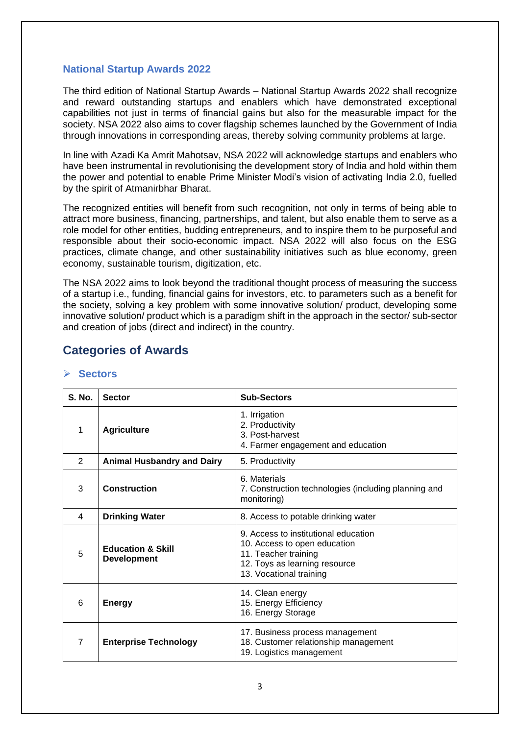### National Startup Awards 2022

The third edition of National Startup Awards – National Startup Awards 2022 shall recognize and reward outstanding startups and enablers which have demonstrated exceptional capabilities not just in terms of financial gains but also for the measurable impact for the society. NSA 2022 also aims to cover flagship schemes launched by the Government of India through innovations in corresponding areas, thereby solving community problems at large.

In line with Azadi Ka Amrit Mahotsav, NSA 2022 will acknowledge startups and enablers who have been instrumental in revolutionising the development story of India and hold within them the power and potential to enable Prime Minister Modi's vision of activating India 2.0, fuelled by the spirit of Atmanirbhar Bharat.

The recognized entities will benefit from such recognition, not only in terms of being able to attract more business, financing, partnerships, and talent, but also enable them to serve as a role model for other entities, budding entrepreneurs, and to inspire them to be purposeful and responsible about their socio-economic impact. NSA 2022 will also focus on the ESG practices, climate change, and other sustainability initiatives such as blue economy, green economy, sustainable tourism, digitization, etc.

The NSA 2022 aims to look beyond the traditional thought process of measuring the success of a startup i.e., funding, financial gains for investors, etc. to parameters such as a benefit for the society, solving a key problem with some innovative solution/ product, developing some innovative solution/ product which is a paradigm shift in the approach in the sector/ sub-sector and creation of jobs (direct and indirect) in the country.

## Categories of Awards

### Sectors

| S. No. | Sector | Sub-Sectors |
|---|---|---|
| 1 | **Agriculture** | 1. Irrigation<br>2. Productivity<br>3. Post-harvest<br>4. Farmer engagement and education |
| 2 | **Animal Husbandry and Dairy** | 5. Productivity |
| 3 | **Construction** | 6. Materials<br>7. Construction technologies (including planning and monitoring) |
| 4 | **Drinking Water** | 8. Access to potable drinking water |
| 5 | **Education & Skill Development** | 9. Access to institutional education<br>10. Access to open education<br>11. Teacher training<br>12. Toys as learning resource<br>13. Vocational training |
| 6 | **Energy** | 14. Clean energy<br>15. Energy Efficiency<br>16. Energy Storage |
| 7 | **Enterprise Technology** | 17. Business process management<br>18. Customer relationship management<br>19. Logistics management |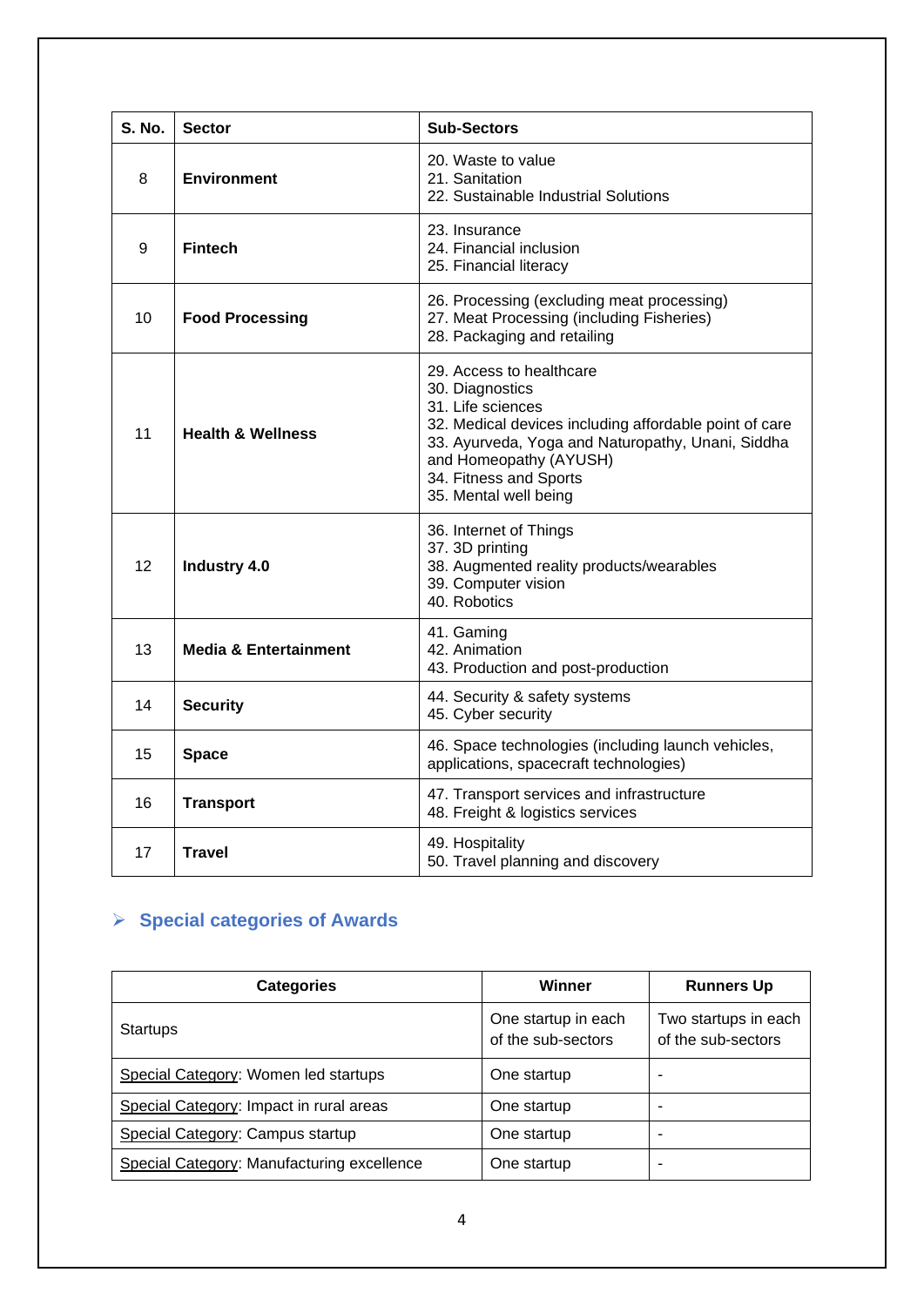| S. No. | Sector | Sub-Sectors |
|---|---|---|
| 8 | **Environment** | 20. Waste to value<br>21. Sanitation<br>22. Sustainable Industrial Solutions |
| 9 | **Fintech** | 23. Insurance<br>24. Financial inclusion<br>25. Financial literacy |
| 10 | **Food Processing** | 26. Processing (excluding meat processing)<br>27. Meat Processing (including Fisheries)<br>28. Packaging and retailing |
| 11 | **Health & Wellness** | 29. Access to healthcare<br>30. Diagnostics<br>31. Life sciences<br>32. Medical devices including affordable point of care<br>33. Ayurveda, Yoga and Naturopathy, Unani, Siddha and Homeopathy (AYUSH)<br>34. Fitness and Sports<br>35. Mental well being |
| 12 | **Industry 4.0** | 36. Internet of Things<br>37. 3D printing<br>38. Augmented reality products/wearables<br>39. Computer vision<br>40. Robotics |
| 13 | **Media & Entertainment** | 41. Gaming<br>42. Animation<br>43. Production and post-production |
| 14 | **Security** | 44. Security & safety systems<br>45. Cyber security |
| 15 | **Space** | 46. Space technologies (including launch vehicles, applications, spacecraft technologies) |
| 16 | **Transport** | 47. Transport services and infrastructure<br>48. Freight & logistics services |
| 17 | **Travel** | 49. Hospitality<br>50. Travel planning and discovery |

## Special categories of Awards

| Categories | Winner | Runners Up |
|---|---|---|
| Startups | One startup in each of the sub-sectors | Two startups in each of the sub-sectors |
| Special Category: Women led startups | One startup | - |
| Special Category: Impact in rural areas | One startup | - |
| Special Category: Campus startup | One startup | - |
| Special Category: Manufacturing excellence | One startup | - |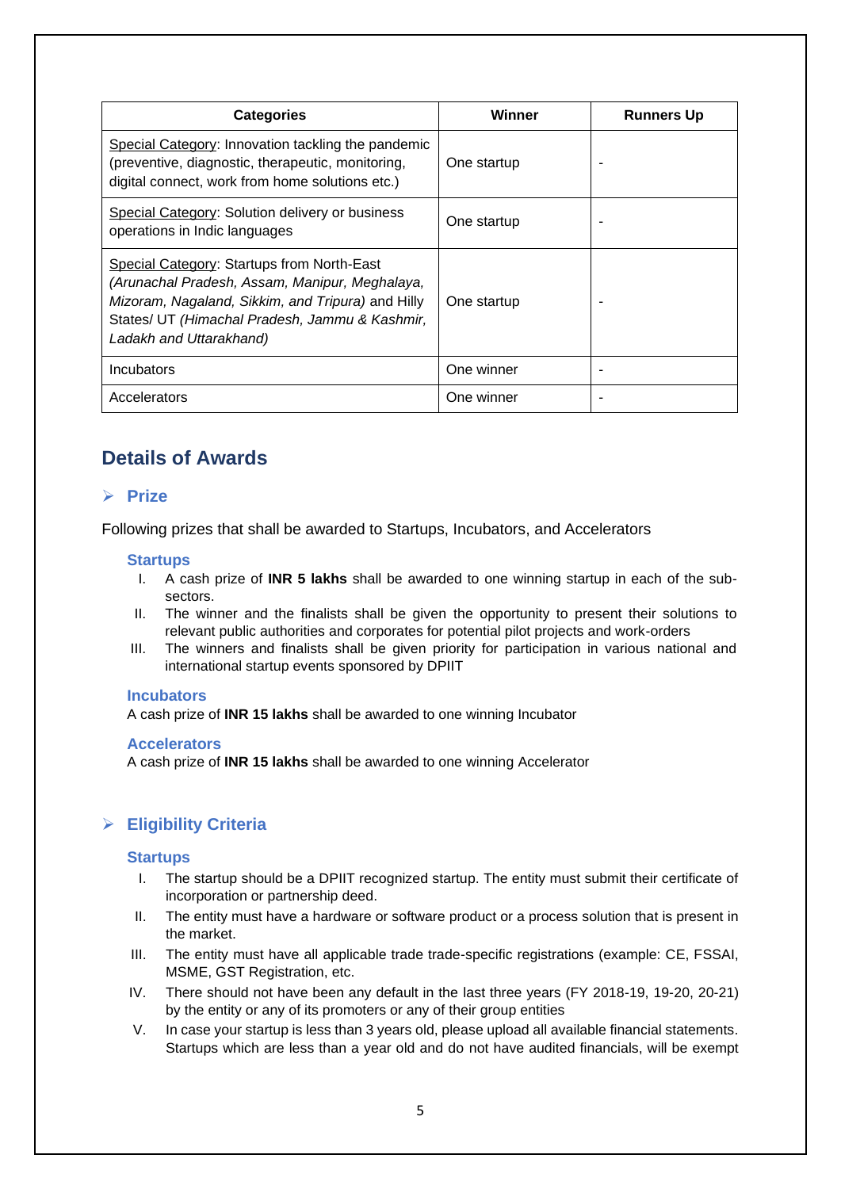| Categories | Winner | Runners Up |
|---|---|---|
| <u>Special Category</u>: Innovation tackling the pandemic (preventive, diagnostic, therapeutic, monitoring, digital connect, work from home solutions etc.) | One startup | - |
| <u>Special Category</u>: Solution delivery or business operations in Indic languages | One startup | - |
| <u>Special Category</u>: Startups from North-East *(Arunachal Pradesh, Assam, Manipur, Meghalaya, Mizoram, Nagaland, Sikkim, and Tripura)* and Hilly States/ UT *(Himachal Pradesh, Jammu & Kashmir, Ladakh and Uttarakhand)* | One startup | - |
| Incubators | One winner | - |
| Accelerators | One winner | - |

## Details of Awards

### ➢ Prize

Following prizes that shall be awarded to Startups, Incubators, and Accelerators

#### Startups

I. A cash prize of **INR 5 lakhs** shall be awarded to one winning startup in each of the sub-sectors.
II. The winner and the finalists shall be given the opportunity to present their solutions to relevant public authorities and corporates for potential pilot projects and work-orders
III. The winners and finalists shall be given priority for participation in various national and international startup events sponsored by DPIIT

#### Incubators

A cash prize of **INR 15 lakhs** shall be awarded to one winning Incubator

#### Accelerators

A cash prize of **INR 15 lakhs** shall be awarded to one winning Accelerator

### ➢ Eligibility Criteria

#### Startups

I. The startup should be a DPIIT recognized startup. The entity must submit their certificate of incorporation or partnership deed.
II. The entity must have a hardware or software product or a process solution that is present in the market.
III. The entity must have all applicable trade trade-specific registrations (example: CE, FSSAI, MSME, GST Registration, etc.
IV. There should not have been any default in the last three years (FY 2018-19, 19-20, 20-21) by the entity or any of its promoters or any of their group entities
V. In case your startup is less than 3 years old, please upload all available financial statements. Startups which are less than a year old and do not have audited financials, will be exempt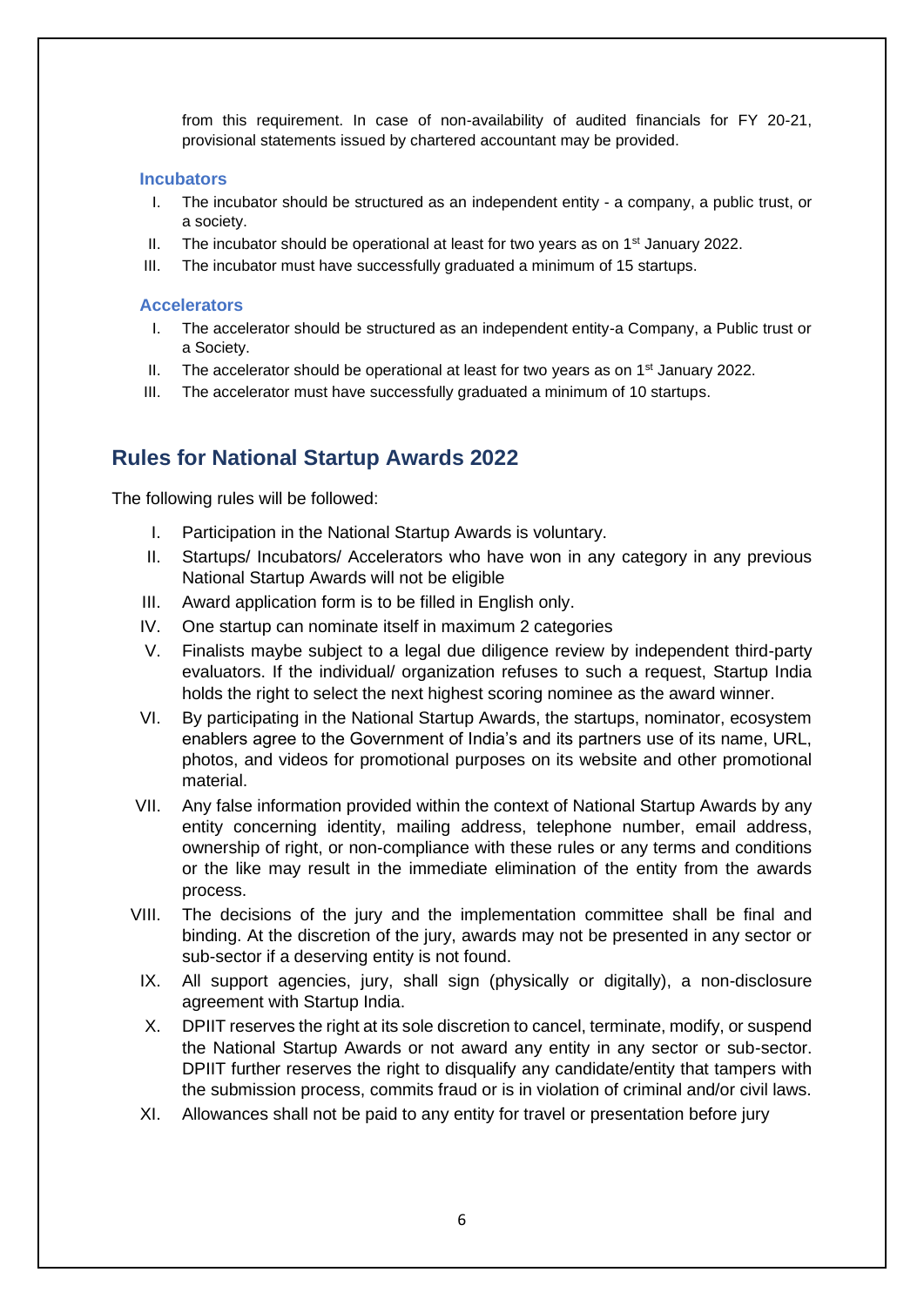from this requirement. In case of non-availability of audited financials for FY 20-21, provisional statements issued by chartered accountant may be provided.

### Incubators

I. The incubator should be structured as an independent entity - a company, a public trust, or a society.
II. The incubator should be operational at least for two years as on 1st January 2022.
III. The incubator must have successfully graduated a minimum of 15 startups.

### Accelerators

I. The accelerator should be structured as an independent entity-a Company, a Public trust or a Society.
II. The accelerator should be operational at least for two years as on 1st January 2022.
III. The accelerator must have successfully graduated a minimum of 10 startups.

## Rules for National Startup Awards 2022

The following rules will be followed:

I. Participation in the National Startup Awards is voluntary.
II. Startups/ Incubators/ Accelerators who have won in any category in any previous National Startup Awards will not be eligible
III. Award application form is to be filled in English only.
IV. One startup can nominate itself in maximum 2 categories
V. Finalists maybe subject to a legal due diligence review by independent third-party evaluators. If the individual/ organization refuses to such a request, Startup India holds the right to select the next highest scoring nominee as the award winner.
VI. By participating in the National Startup Awards, the startups, nominator, ecosystem enablers agree to the Government of India's and its partners use of its name, URL, photos, and videos for promotional purposes on its website and other promotional material.
VII. Any false information provided within the context of National Startup Awards by any entity concerning identity, mailing address, telephone number, email address, ownership of right, or non-compliance with these rules or any terms and conditions or the like may result in the immediate elimination of the entity from the awards process.
VIII. The decisions of the jury and the implementation committee shall be final and binding. At the discretion of the jury, awards may not be presented in any sector or sub-sector if a deserving entity is not found.
IX. All support agencies, jury, shall sign (physically or digitally), a non-disclosure agreement with Startup India.
X. DPIIT reserves the right at its sole discretion to cancel, terminate, modify, or suspend the National Startup Awards or not award any entity in any sector or sub-sector. DPIIT further reserves the right to disqualify any candidate/entity that tampers with the submission process, commits fraud or is in violation of criminal and/or civil laws.
XI. Allowances shall not be paid to any entity for travel or presentation before jury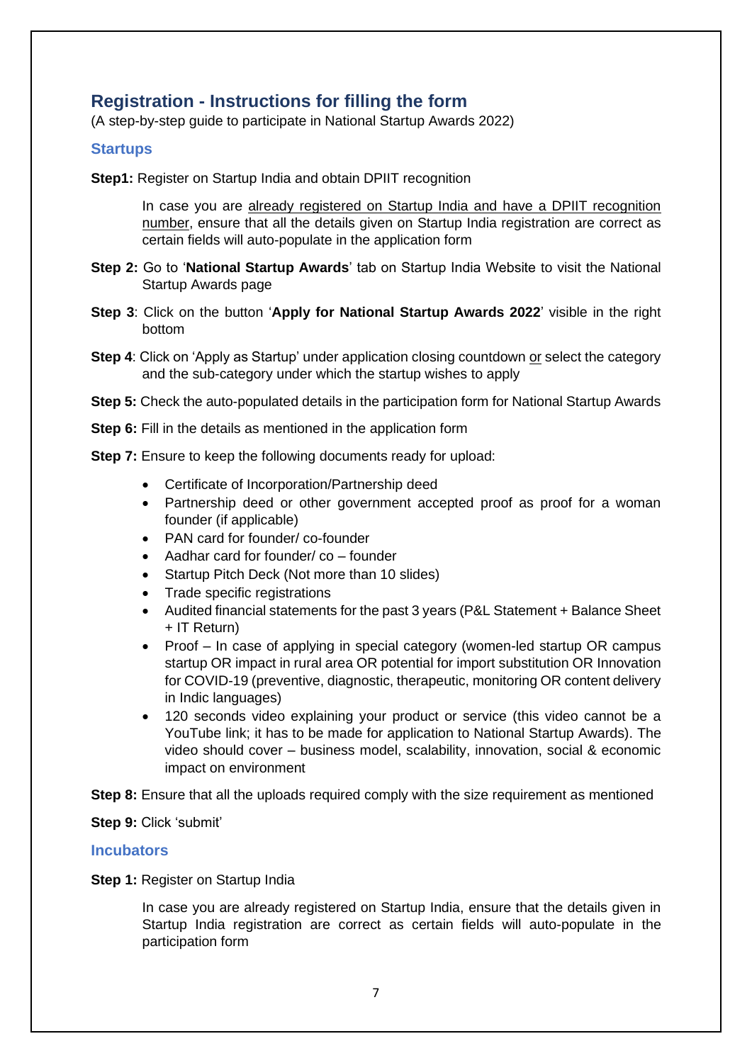## Registration - Instructions for filling the form

(A step-by-step guide to participate in National Startup Awards 2022)

### Startups

**Step1:** Register on Startup India and obtain DPIIT recognition

In case you are already registered on Startup India and have a DPIIT recognition number, ensure that all the details given on Startup India registration are correct as certain fields will auto-populate in the application form

**Step 2:** Go to '**National Startup Awards**' tab on Startup India Website to visit the National Startup Awards page

**Step 3**: Click on the button '**Apply for National Startup Awards 2022**' visible in the right bottom

**Step 4**: Click on 'Apply as Startup' under application closing countdown or select the category and the sub-category under which the startup wishes to apply

**Step 5:** Check the auto-populated details in the participation form for National Startup Awards

**Step 6:** Fill in the details as mentioned in the application form

**Step 7:** Ensure to keep the following documents ready for upload:

- Certificate of Incorporation/Partnership deed
- Partnership deed or other government accepted proof as proof for a woman founder (if applicable)
- PAN card for founder/ co-founder
- Aadhar card for founder/ co – founder
- Startup Pitch Deck (Not more than 10 slides)
- Trade specific registrations
- Audited financial statements for the past 3 years (P&L Statement + Balance Sheet + IT Return)
- Proof – In case of applying in special category (women-led startup OR campus startup OR impact in rural area OR potential for import substitution OR Innovation for COVID-19 (preventive, diagnostic, therapeutic, monitoring OR content delivery in Indic languages)
- 120 seconds video explaining your product or service (this video cannot be a YouTube link; it has to be made for application to National Startup Awards). The video should cover – business model, scalability, innovation, social & economic impact on environment

**Step 8:** Ensure that all the uploads required comply with the size requirement as mentioned

**Step 9:** Click 'submit'

### Incubators

**Step 1:** Register on Startup India

In case you are already registered on Startup India, ensure that the details given in Startup India registration are correct as certain fields will auto-populate in the participation form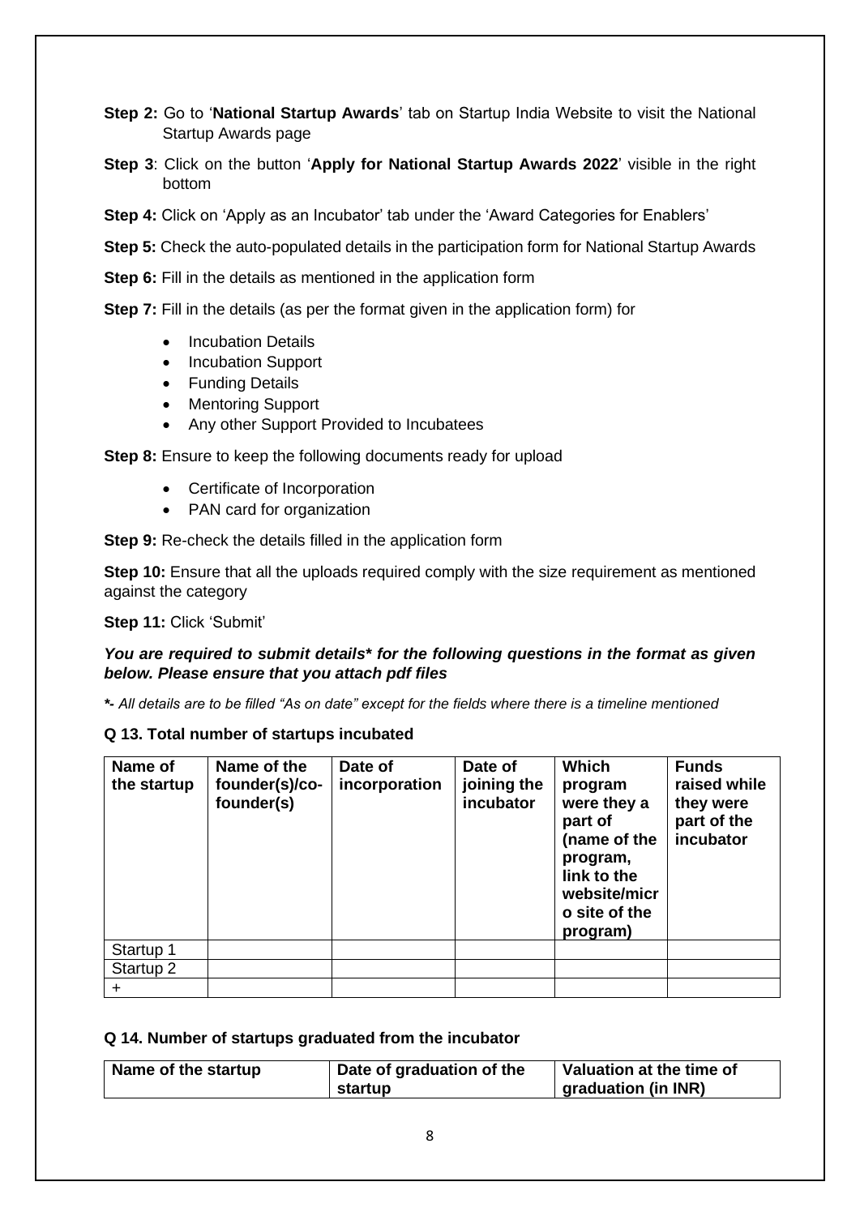**Step 2:** Go to '**National Startup Awards**' tab on Startup India Website to visit the National Startup Awards page

**Step 3**: Click on the button '**Apply for National Startup Awards 2022**' visible in the right bottom

**Step 4:** Click on 'Apply as an Incubator' tab under the 'Award Categories for Enablers'

**Step 5:** Check the auto-populated details in the participation form for National Startup Awards

**Step 6:** Fill in the details as mentioned in the application form

**Step 7:** Fill in the details (as per the format given in the application form) for

- Incubation Details
- Incubation Support
- Funding Details
- Mentoring Support
- Any other Support Provided to Incubatees

**Step 8:** Ensure to keep the following documents ready for upload

- Certificate of Incorporation
- PAN card for organization

**Step 9:** Re-check the details filled in the application form

**Step 10:** Ensure that all the uploads required comply with the size requirement as mentioned against the category

**Step 11:** Click 'Submit'

***You are required to submit details\* for the following questions in the format as given below. Please ensure that you attach pdf files***

***-** *All details are to be filled "As on date" except for the fields where there is a timeline mentioned*

**Q 13. Total number of startups incubated**

| Name of the startup | Name of the founder(s)/co-founder(s) | Date of incorporation | Date of joining the incubator | Which program were they a part of (name of the program, link to the website/micro site of the program) | Funds raised while they were part of the incubator |
|---|---|---|---|---|---|
| Startup 1 | | | | | |
| Startup 2 | | | | | |
| + | | | | | |

**Q 14. Number of startups graduated from the incubator**

| Name of the startup | Date of graduation of the startup | Valuation at the time of graduation (in INR) |
|---|---|---|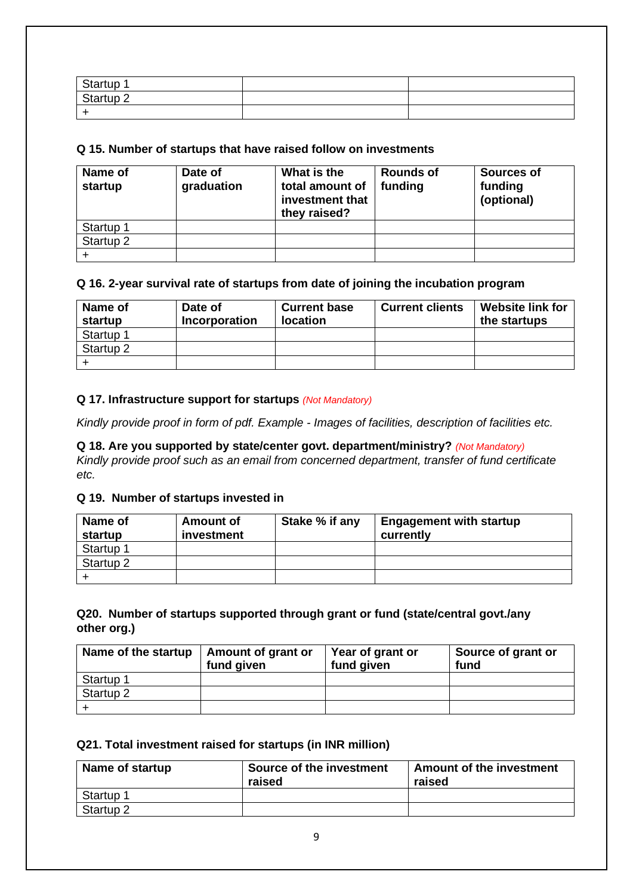| | | |
|---|---|---|
| Startup 1 | | |
| Startup 2 | | |
| + | | |

**Q 15. Number of startups that have raised follow on investments**

| Name of startup | Date of graduation | What is the total amount of investment that they raised? | Rounds of funding | Sources of funding (optional) |
|---|---|---|---|---|
| Startup 1 | | | | |
| Startup 2 | | | | |
| + | | | | |

**Q 16. 2-year survival rate of startups from date of joining the incubation program**

| Name of startup | Date of Incorporation | Current base location | Current clients | Website link for the startups |
|---|---|---|---|---|
| Startup 1 | | | | |
| Startup 2 | | | | |
| + | | | | |

**Q 17. Infrastructure support for startups** *(Not Mandatory)*

*Kindly provide proof in form of pdf. Example - Images of facilities, description of facilities etc.*

**Q 18. Are you supported by state/center govt. department/ministry?** *(Not Mandatory)*
*Kindly provide proof such as an email from concerned department, transfer of fund certificate etc.*

**Q 19. Number of startups invested in**

| Name of startup | Amount of investment | Stake % if any | Engagement with startup currently |
|---|---|---|---|
| Startup 1 | | | |
| Startup 2 | | | |
| + | | | |

**Q20. Number of startups supported through grant or fund (state/central govt./any other org.)**

| Name of the startup | Amount of grant or fund given | Year of grant or fund given | Source of grant or fund |
|---|---|---|---|
| Startup 1 | | | |
| Startup 2 | | | |
| + | | | |

**Q21. Total investment raised for startups (in INR million)**

| Name of startup | Source of the investment raised | Amount of the investment raised |
|---|---|---|
| Startup 1 | | |
| Startup 2 | | |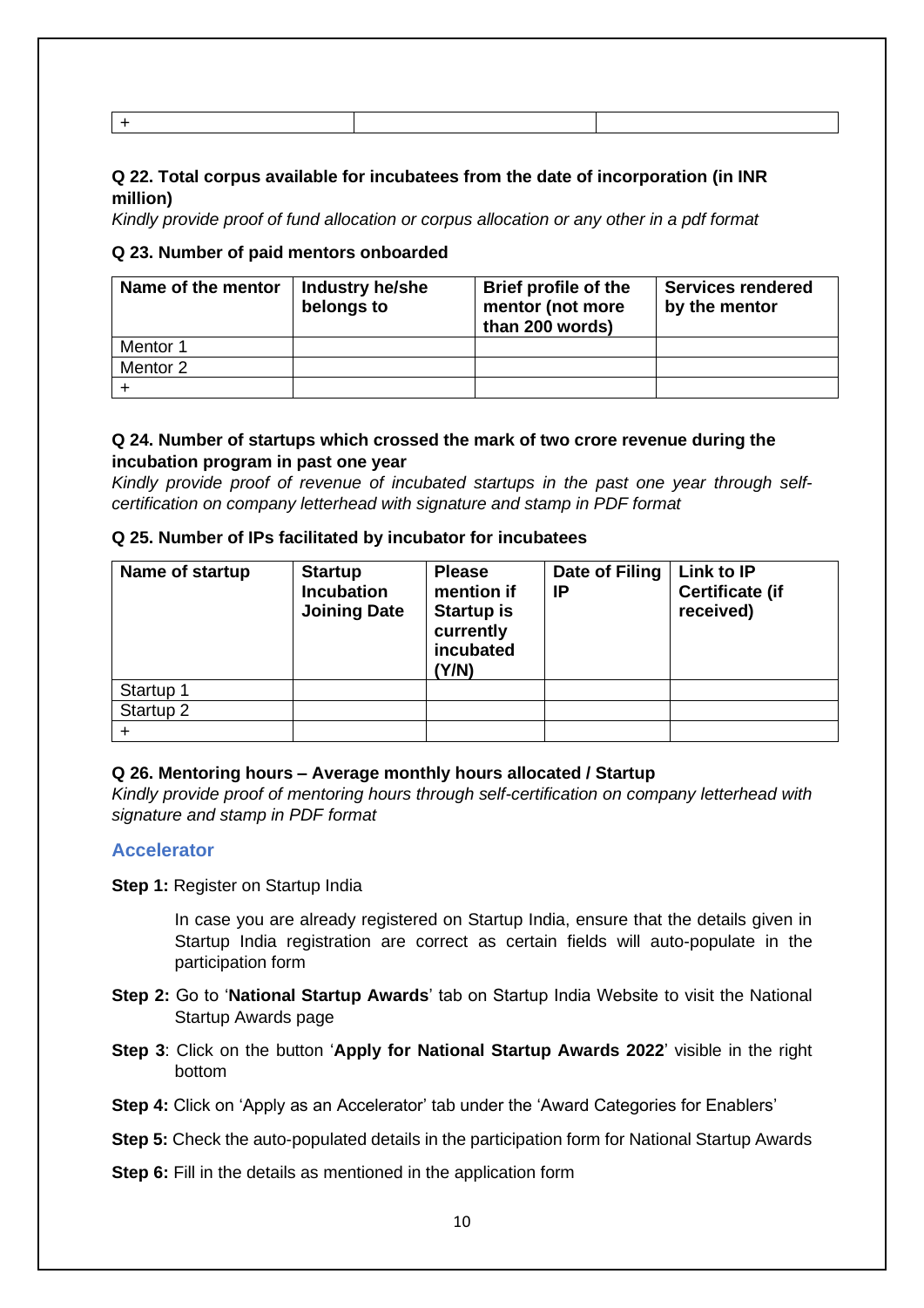| + | | |
|---|---|---|

**Q 22. Total corpus available for incubatees from the date of incorporation (in INR million)**

*Kindly provide proof of fund allocation or corpus allocation or any other in a pdf format*

**Q 23. Number of paid mentors onboarded**

| Name of the mentor | Industry he/she belongs to | Brief profile of the mentor (not more than 200 words) | Services rendered by the mentor |
|---|---|---|---|
| Mentor 1 | | | |
| Mentor 2 | | | |
| + | | | |

**Q 24. Number of startups which crossed the mark of two crore revenue during the incubation program in past one year**

*Kindly provide proof of revenue of incubated startups in the past one year through self-certification on company letterhead with signature and stamp in PDF format*

**Q 25. Number of IPs facilitated by incubator for incubatees**

| Name of startup | Startup Incubation Joining Date | Please mention if Startup is currently incubated (Y/N) | Date of Filing IP | Link to IP Certificate (if received) |
|---|---|---|---|---|
| Startup 1 | | | | |
| Startup 2 | | | | |
| + | | | | |

**Q 26. Mentoring hours – Average monthly hours allocated / Startup**

*Kindly provide proof of mentoring hours through self-certification on company letterhead with signature and stamp in PDF format*

## Accelerator

**Step 1:** Register on Startup India

In case you are already registered on Startup India, ensure that the details given in Startup India registration are correct as certain fields will auto-populate in the participation form

**Step 2:** Go to '**National Startup Awards**' tab on Startup India Website to visit the National Startup Awards page

**Step 3**: Click on the button '**Apply for National Startup Awards 2022**' visible in the right bottom

**Step 4:** Click on 'Apply as an Accelerator' tab under the 'Award Categories for Enablers'

**Step 5:** Check the auto-populated details in the participation form for National Startup Awards

**Step 6:** Fill in the details as mentioned in the application form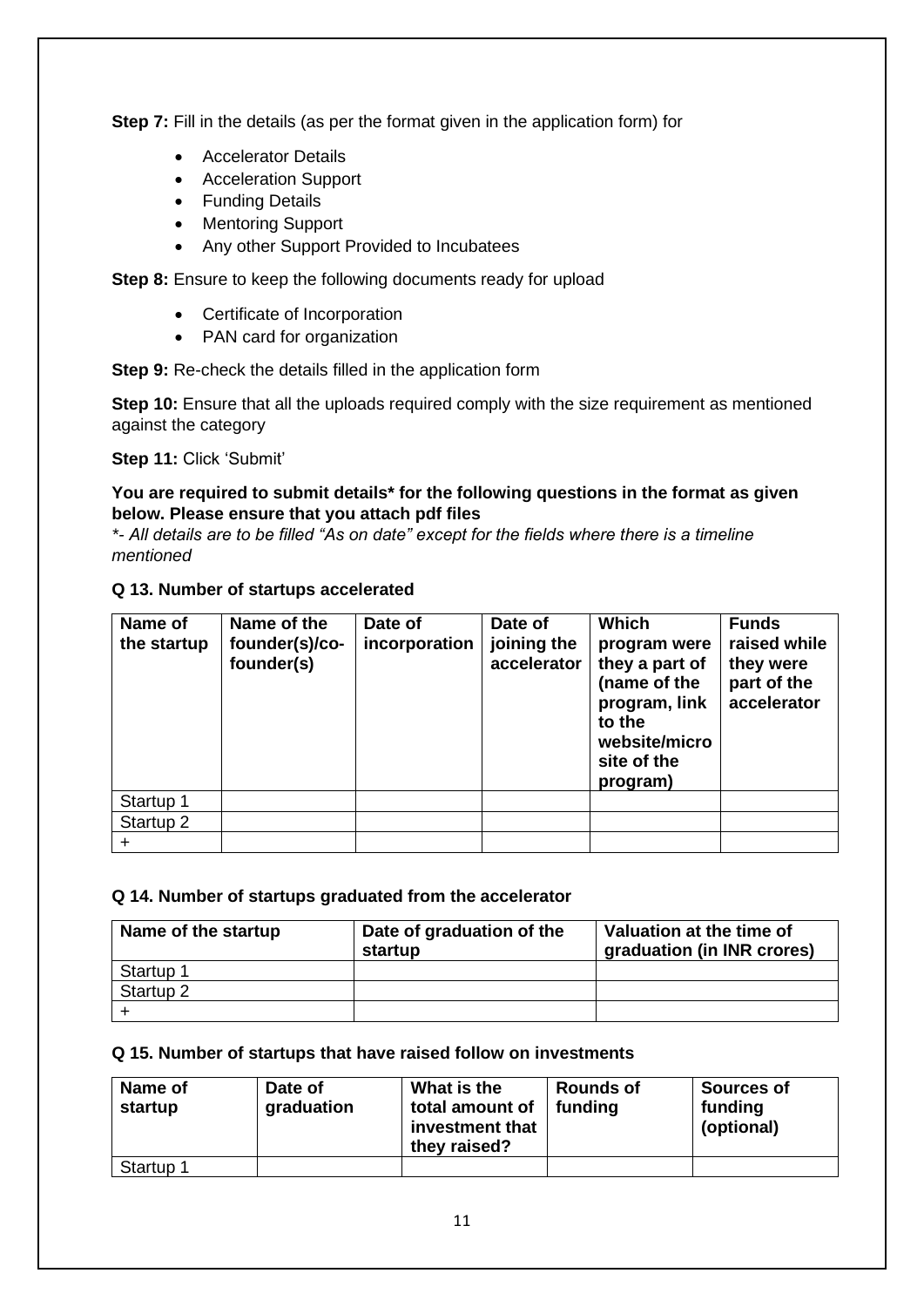**Step 7:** Fill in the details (as per the format given in the application form) for

- Accelerator Details
- Acceleration Support
- Funding Details
- Mentoring Support
- Any other Support Provided to Incubatees

**Step 8:** Ensure to keep the following documents ready for upload

- Certificate of Incorporation
- PAN card for organization

**Step 9:** Re-check the details filled in the application form

**Step 10:** Ensure that all the uploads required comply with the size requirement as mentioned against the category

**Step 11:** Click 'Submit'

**You are required to submit details\* for the following questions in the format as given below. Please ensure that you attach pdf files**

*\*- All details are to be filled "As on date" except for the fields where there is a timeline mentioned*

**Q 13. Number of startups accelerated**

| Name of the startup | Name of the founder(s)/co-founder(s) | Date of incorporation | Date of joining the accelerator | Which program were they a part of (name of the program, link to the website/microsite of the program) | Funds raised while they were part of the accelerator |
|---|---|---|---|---|---|
| Startup 1 | | | | | |
| Startup 2 | | | | | |
| + | | | | | |

**Q 14. Number of startups graduated from the accelerator**

| Name of the startup | Date of graduation of the startup | Valuation at the time of graduation (in INR crores) |
|---|---|---|
| Startup 1 | | |
| Startup 2 | | |
| + | | |

**Q 15. Number of startups that have raised follow on investments**

| Name of startup | Date of graduation | What is the total amount of investment that they raised? | Rounds of funding | Sources of funding (optional) |
|---|---|---|---|---|
| Startup 1 | | | | |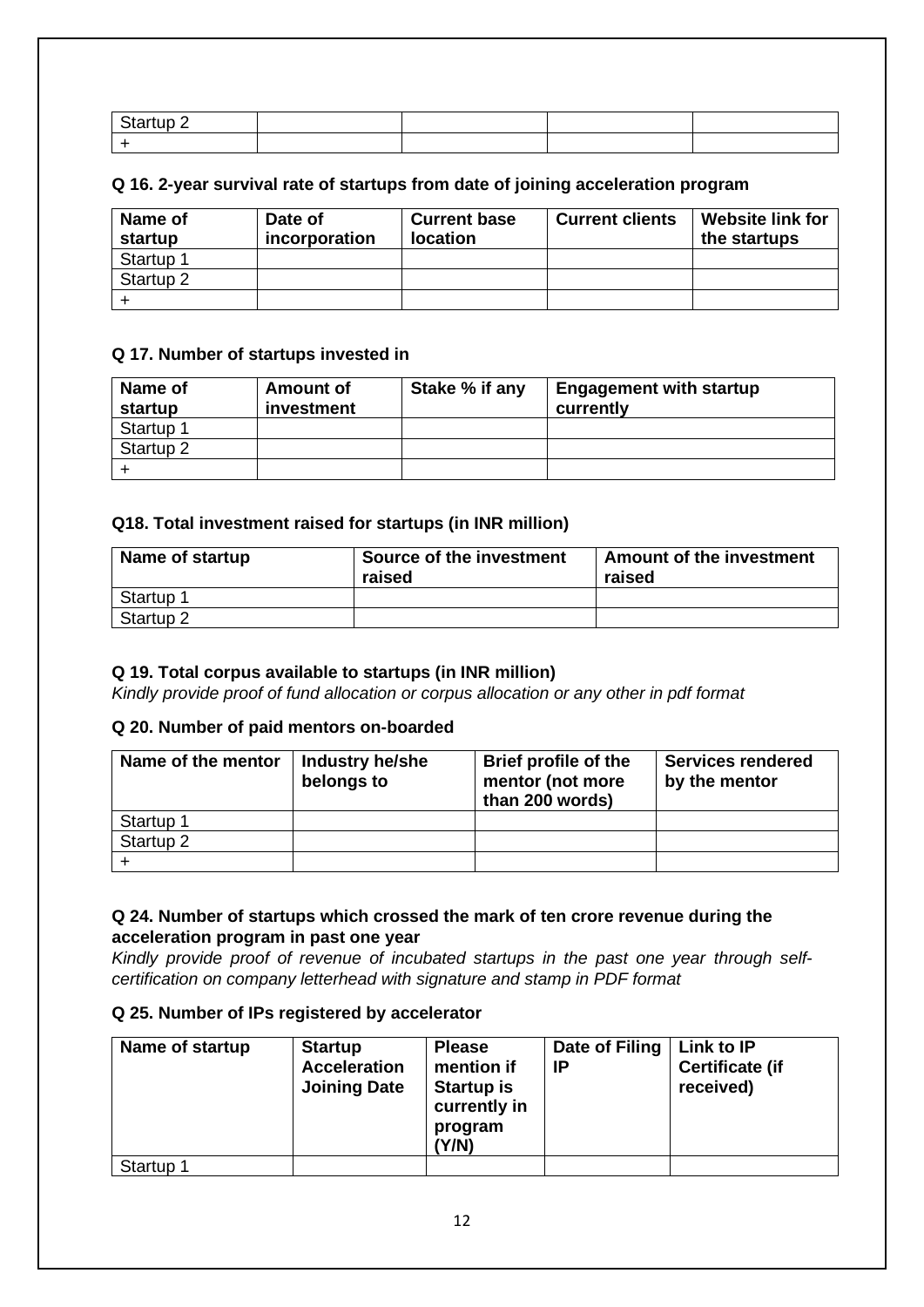| Startup 2 | | | | |
|---|---|---|---|---|
| + | | | | |

**Q 16. 2-year survival rate of startups from date of joining acceleration program**

| Name of startup | Date of incorporation | Current base location | Current clients | Website link for the startups |
|---|---|---|---|---|
| Startup 1 | | | | |
| Startup 2 | | | | |
| + | | | | |

**Q 17. Number of startups invested in**

| Name of startup | Amount of investment | Stake % if any | Engagement with startup currently |
|---|---|---|---|
| Startup 1 | | | |
| Startup 2 | | | |
| + | | | |

**Q18. Total investment raised for startups (in INR million)**

| Name of startup | Source of the investment raised | Amount of the investment raised |
|---|---|---|
| Startup 1 | | |
| Startup 2 | | |

**Q 19. Total corpus available to startups (in INR million)**

*Kindly provide proof of fund allocation or corpus allocation or any other in pdf format*

**Q 20. Number of paid mentors on-boarded**

| Name of the mentor | Industry he/she belongs to | Brief profile of the mentor (not more than 200 words) | Services rendered by the mentor |
|---|---|---|---|
| Startup 1 | | | |
| Startup 2 | | | |
| + | | | |

**Q 24. Number of startups which crossed the mark of ten crore revenue during the acceleration program in past one year**

*Kindly provide proof of revenue of incubated startups in the past one year through self-certification on company letterhead with signature and stamp in PDF format*

**Q 25. Number of IPs registered by accelerator**

| Name of startup | Startup Acceleration Joining Date | Please mention if Startup is currently in program (Y/N) | Date of Filing IP | Link to IP Certificate (if received) |
|---|---|---|---|---|
| Startup 1 | | | | |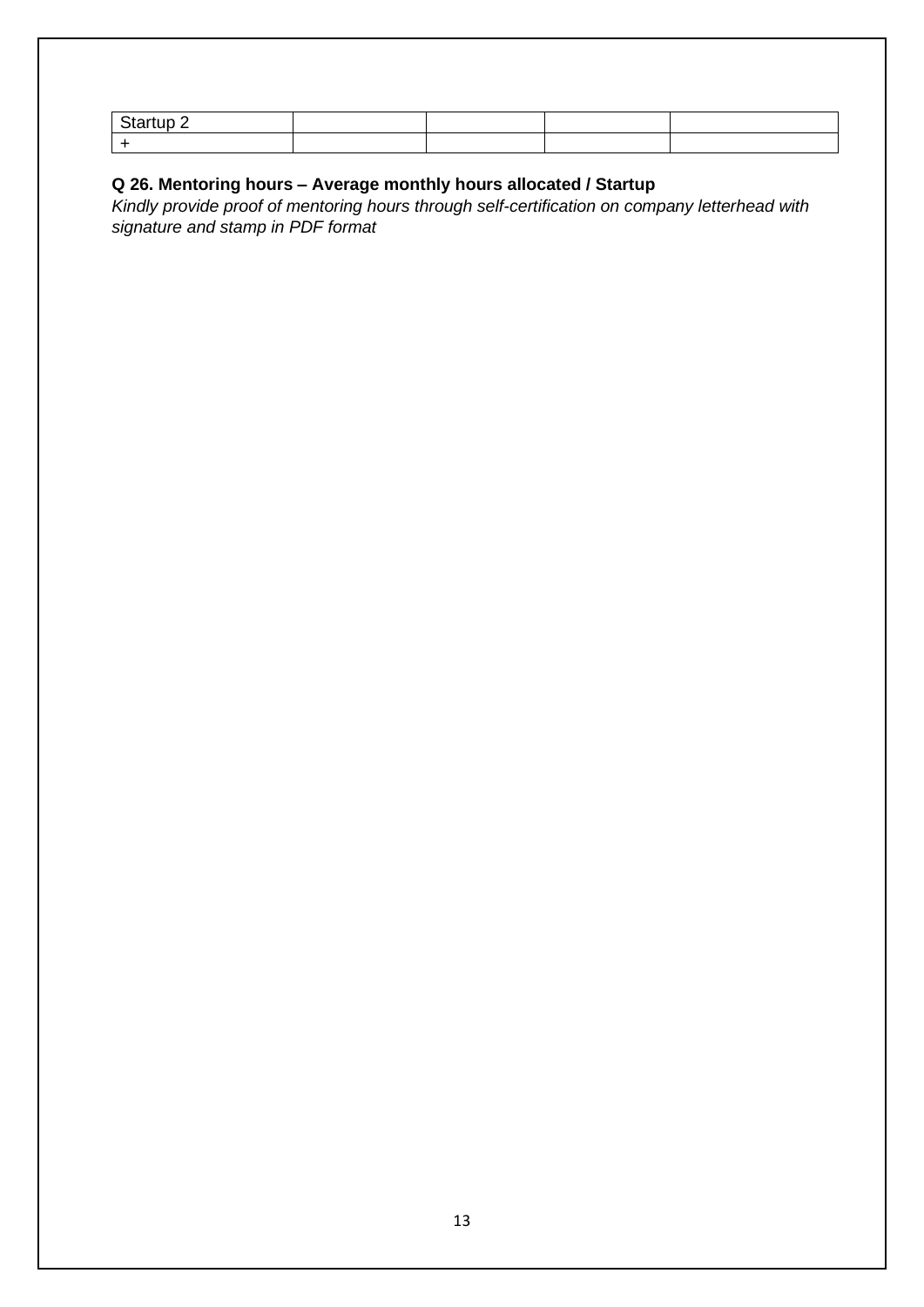| | | | | |
|---|---|---|---|---|
| Startup 2 | | | | |
| + | | | | |

**Q 26. Mentoring hours – Average monthly hours allocated / Startup**

*Kindly provide proof of mentoring hours through self-certification on company letterhead with signature and stamp in PDF format*